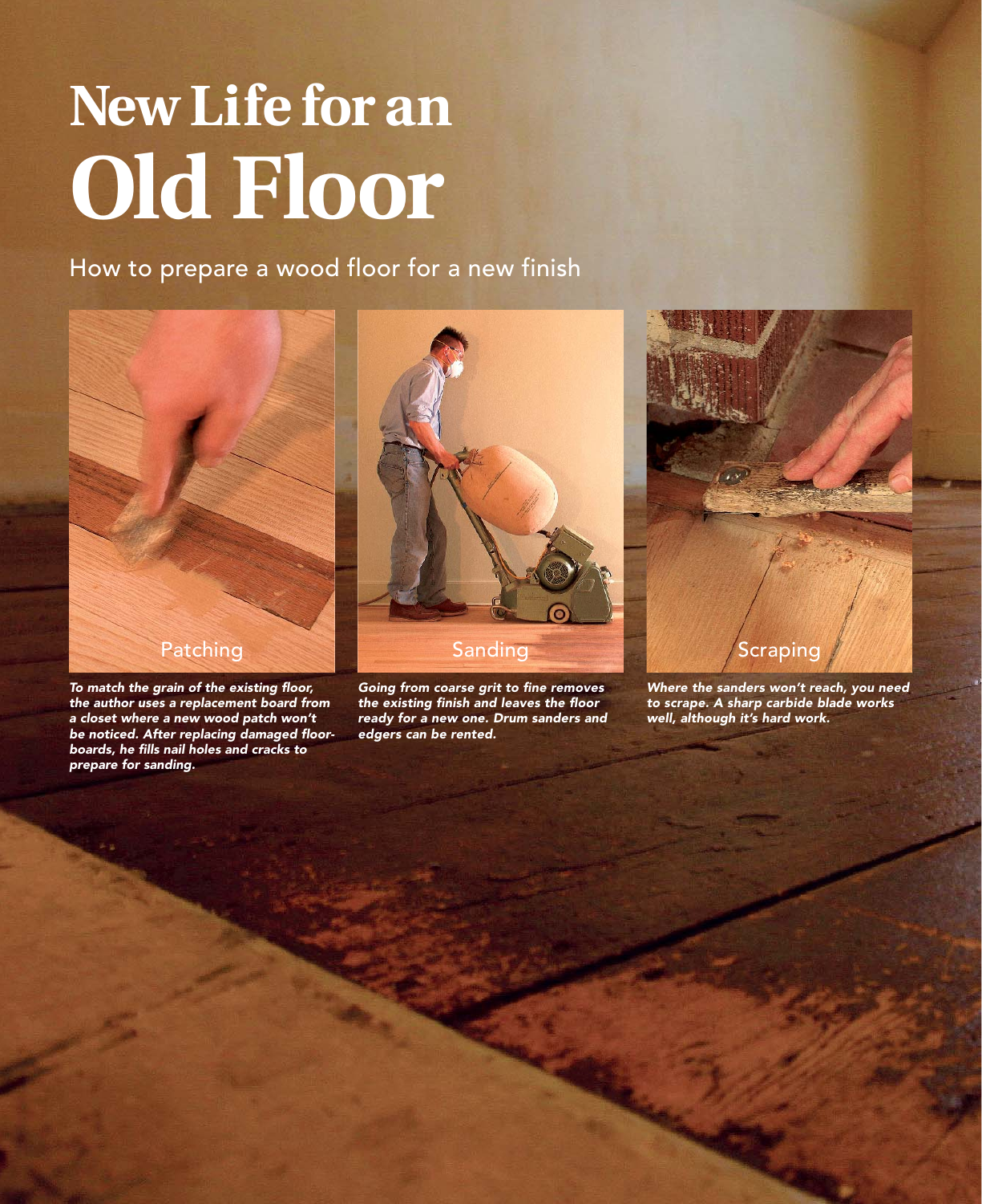# New Life for an Old Floor

How to prepare a wood floor for a new finish

Patching

*To match the grain of the existing floor, the author uses a replacement board from a closet where a new wood patch won't be noticed. After replacing damaged floorboards, he fills nail holes and cracks to prepare for sanding.*

Sanding

*Going from coarse grit to fine removes the existing finish and leaves the floor ready for a new one. Drum sanders and edgers can be rented.*

Scraping

*Where the sanders won't reach, you need to scrape. A sharp carbide blade works well, although it's hard work.*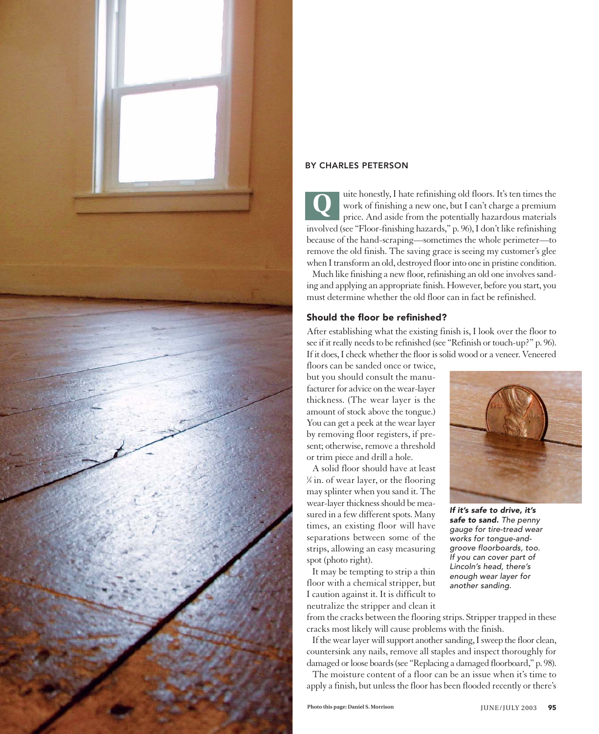BY CHARLES PETERSON

Quite honestly, I hate refinishing old floors. It's ten times the work of finishing a new one, but I can't charge a premium price. And aside from the potentially hazardous materials involved (see "Floor-finishing hazards," p. 96), I don't like refinishing because of the hand-scraping—sometimes the whole perimeter—to remove the old finish. The saving grace is seeing my customer's glee when I transform an old, destroyed floor into one in pristine condition.

Much like finishing a new floor, refinishing an old one involves sanding and applying an appropriate finish. However, before you start, you must determine whether the old floor can in fact be refinished.

## Should the floor be refinished?

After establishing what the existing finish is, I look over the floor to see if it really needs to be refinished (see "Refinish or touch-up?" p. 96). If it does, I check whether the floor is solid wood or a veneer. Veneered floors can be sanded once or twice, but you should consult the manufacturer for advice on the wear-layer thickness. (The wear layer is the amount of stock above the tongue.) You can get a peek at the wear layer by removing floor registers, if present; otherwise, remove a threshold or trim piece and drill a hole.

A solid floor should have at least ⅛ in. of wear layer, or the flooring may splinter when you sand it. The wear-layer thickness should be measured in a few different spots. Many times, an existing floor will have separations between some of the strips, allowing an easy measuring spot (photo right).

It may be tempting to strip a thin floor with a chemical stripper, but I caution against it. It is difficult to neutralize the stripper and clean it from the cracks between the flooring strips. Stripper trapped in these cracks most likely will cause problems with the finish.

If the wear layer will support another sanding, I sweep the floor clean, countersink any nails, remove all staples and inspect thoroughly for damaged or loose boards (see "Replacing a damaged floorboard," p. 98).

The moisture content of a floor can be an issue when it's time to apply a finish, but unless the floor has been flooded recently or there's

***If it's safe to drive, it's safe to sand.*** *The penny gauge for tire-tread wear works for tongue-and-groove floorboards, too. If you can cover part of Lincoln's head, there's enough wear layer for another sanding.*

Photo this page: Daniel S. Morrison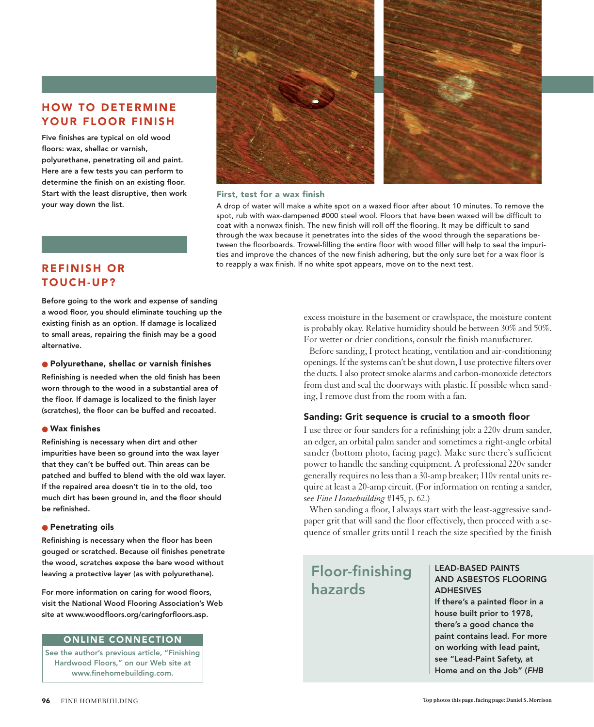## HOW TO DETERMINE YOUR FLOOR FINISH

**Five finishes are typical on old wood floors: wax, shellac or varnish, polyurethane, penetrating oil and paint. Here are a few tests you can perform to determine the finish on an existing floor. Start with the least disruptive, then work your way down the list.**

### First, test for a wax finish

A drop of water will make a white spot on a waxed floor after about 10 minutes. To remove the spot, rub with wax-dampened #000 steel wool. Floors that have been waxed will be difficult to coat with a nonwax finish. The new finish will roll off the flooring. It may be difficult to sand through the wax because it penetrates into the sides of the wood through the separations between the floorboards. Trowel-filling the entire floor with wood filler will help to seal the impurities and improve the chances of the new finish adhering, but the only sure bet for a wax floor is to reapply a wax finish. If no white spot appears, move on to the next test.

## REFINISH OR TOUCH-UP?

**Before going to the work and expense of sanding a wood floor, you should eliminate touching up the existing finish as an option. If damage is localized to small areas, repairing the finish may be a good alternative.**

**● Polyurethane, shellac or varnish finishes**

**Refinishing is needed when the old finish has been worn through to the wood in a substantial area of the floor. If damage is localized to the finish layer (scratches), the floor can be buffed and recoated.**

**● Wax finishes**

**Refinishing is necessary when dirt and other impurities have been so ground into the wax layer that they can't be buffed out. Thin areas can be patched and buffed to blend with the old wax layer. If the repaired area doesn't tie in to the old, too much dirt has been ground in, and the floor should be refinished.**

**● Penetrating oils**

**Refinishing is necessary when the floor has been gouged or scratched. Because oil finishes penetrate the wood, scratches expose the bare wood without leaving a protective layer (as with polyurethane).**

**For more information on caring for wood floors, visit the National Wood Flooring Association's Web site at www.woodfloors.org/caringforfloors.asp.**

**ONLINE CONNECTION**

See the author's previous article, "Finishing Hardwood Floors," on our Web site at www.finehomebuilding.com.

excess moisture in the basement or crawlspace, the moisture content is probably okay. Relative humidity should be between 30% and 50%. For wetter or drier conditions, consult the finish manufacturer.

Before sanding, I protect heating, ventilation and air-conditioning openings. If the systems can't be shut down, I use protective filters over the ducts. I also protect smoke alarms and carbon-monoxide detectors from dust and seal the doorways with plastic. If possible when sanding, I remove dust from the room with a fan.

### Sanding: Grit sequence is crucial to a smooth floor

I use three or four sanders for a refinishing job: a 220v drum sander, an edger, an orbital palm sander and sometimes a right-angle orbital sander (bottom photo, facing page). Make sure there's sufficient power to handle the sanding equipment. A professional 220v sander generally requires no less than a 30-amp breaker; 110v rental units require at least a 20-amp circuit. (For information on renting a sander, see *Fine Homebuilding* #145, p. 62.)

When sanding a floor, I always start with the least-aggressive sandpaper grit that will sand the floor effectively, then proceed with a sequence of smaller grits until I reach the size specified by the finish

## Floor-finishing hazards

**LEAD-BASED PAINTS AND ASBESTOS FLOORING ADHESIVES**

**If there's a painted floor in a house built prior to 1978, there's a good chance the paint contains lead. For more on working with lead paint, see "Lead-Paint Safety, at Home and on the Job" (*FHB***

Top photos this page, facing page: Daniel S. Morrison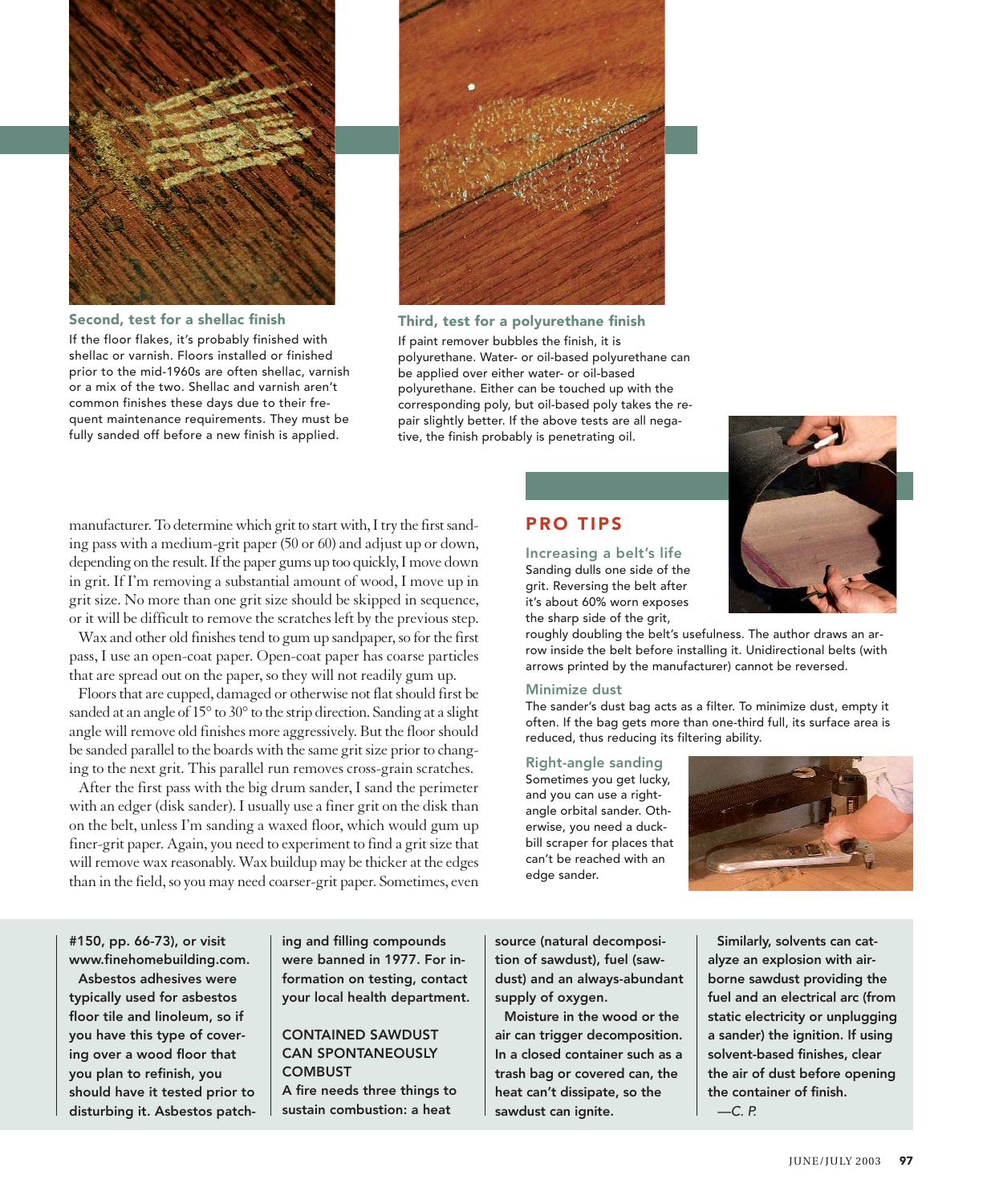### Second, test for a shellac finish

If the floor flakes, it's probably finished with shellac or varnish. Floors installed or finished prior to the mid-1960s are often shellac, varnish or a mix of the two. Shellac and varnish aren't common finishes these days due to their frequent maintenance requirements. They must be fully sanded off before a new finish is applied.

### Third, test for a polyurethane finish

If paint remover bubbles the finish, it is polyurethane. Water- or oil-based polyurethane can be applied over either water- or oil-based polyurethane. Either can be touched up with the corresponding poly, but oil-based poly takes the repair slightly better. If the above tests are all negative, the finish probably is penetrating oil.

manufacturer. To determine which grit to start with, I try the first sanding pass with a medium-grit paper (50 or 60) and adjust up or down, depending on the result. If the paper gums up too quickly, I move down in grit. If I'm removing a substantial amount of wood, I move up in grit size. No more than one grit size should be skipped in sequence, or it will be difficult to remove the scratches left by the previous step.

Wax and other old finishes tend to gum up sandpaper, so for the first pass, I use an open-coat paper. Open-coat paper has coarse particles that are spread out on the paper, so they will not readily gum up.

Floors that are cupped, damaged or otherwise not flat should first be sanded at an angle of 15° to 30° to the strip direction. Sanding at a slight angle will remove old finishes more aggressively. But the floor should be sanded parallel to the boards with the same grit size prior to changing to the next grit. This parallel run removes cross-grain scratches.

After the first pass with the big drum sander, I sand the perimeter with an edger (disk sander). I usually use a finer grit on the disk than on the belt, unless I'm sanding a waxed floor, which would gum up finer-grit paper. Again, you need to experiment to find a grit size that will remove wax reasonably. Wax buildup may be thicker at the edges than in the field, so you may need coarser-grit paper. Sometimes, even

## PRO TIPS

### Increasing a belt's life

Sanding dulls one side of the grit. Reversing the belt after it's about 60% worn exposes the sharp side of the grit, roughly doubling the belt's usefulness. The author draws an arrow inside the belt before installing it. Unidirectional belts (with arrows printed by the manufacturer) cannot be reversed.

### Minimize dust

The sander's dust bag acts as a filter. To minimize dust, empty it often. If the bag gets more than one-third full, its surface area is reduced, thus reducing its filtering ability.

### Right-angle sanding

Sometimes you get lucky, and you can use a right-angle orbital sander. Otherwise, you need a duck-bill scraper for places that can't be reached with an edge sander.

**#150, pp. 66-73), or visit www.finehomebuilding.com.**

**Asbestos adhesives were typically used for asbestos floor tile and linoleum, so if you have this type of covering over a wood floor that you plan to refinish, you should have it tested prior to disturbing it. Asbestos patching and filling compounds were banned in 1977. For information on testing, contact your local health department.**

**CONTAINED SAWDUST CAN SPONTANEOUSLY COMBUST**

**A fire needs three things to sustain combustion: a heat source (natural decomposition of sawdust), fuel (sawdust) and an always-abundant supply of oxygen.**

**Moisture in the wood or the air can trigger decomposition. In a closed container such as a trash bag or covered can, the heat can't dissipate, so the sawdust can ignite.**

**Similarly, solvents can catalyze an explosion with airborne sawdust providing the fuel and an electrical arc (from static electricity or unplugging a sander) the ignition. If using solvent-based finishes, clear the air of dust before opening the container of finish.**

*—C. P.*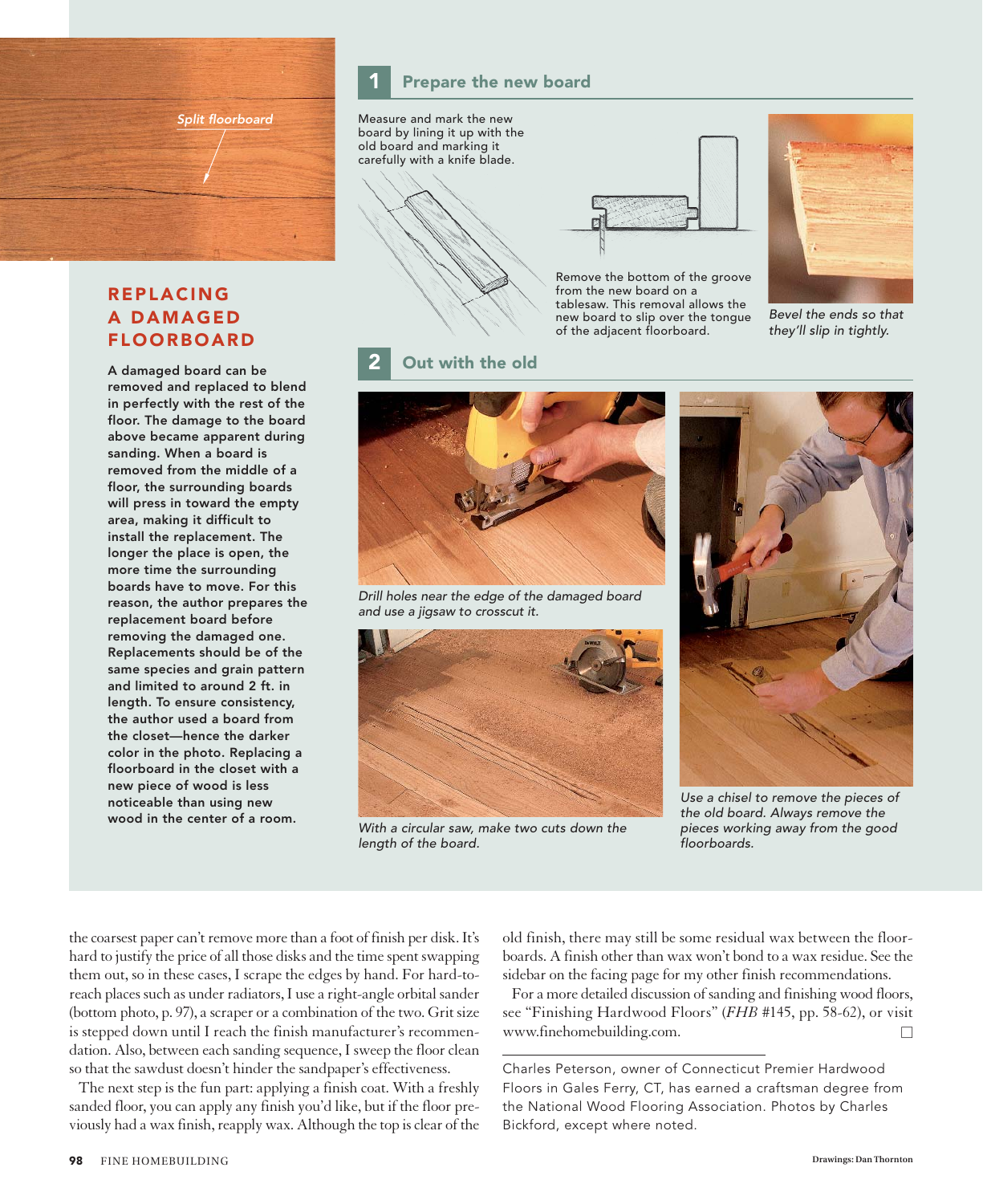Split floorboard

## REPLACING A DAMAGED FLOORBOARD

**A damaged board can be removed and replaced to blend in perfectly with the rest of the floor. The damage to the board above became apparent during sanding. When a board is removed from the middle of a floor, the surrounding boards will press in toward the empty area, making it difficult to install the replacement. The longer the place is open, the more time the surrounding boards have to move. For this reason, the author prepares the replacement board before removing the damaged one. Replacements should be of the same species and grain pattern and limited to around 2 ft. in length. To ensure consistency, the author used a board from the closet—hence the darker color in the photo. Replacing a floorboard in the closet with a new piece of wood is less noticeable than using new wood in the center of a room.**

### 1 Prepare the new board

Measure and mark the new board by lining it up with the old board and marking it carefully with a knife blade.

Remove the bottom of the groove from the new board on a tablesaw. This removal allows the new board to slip over the tongue of the adjacent floorboard.

*Bevel the ends so that they'll slip in tightly.*

### 2 Out with the old

*Drill holes near the edge of the damaged board and use a jigsaw to crosscut it.*

*With a circular saw, make two cuts down the length of the board.*

*Use a chisel to remove the pieces of the old board. Always remove the pieces working away from the good floorboards.*

the coarsest paper can't remove more than a foot of finish per disk. It's hard to justify the price of all those disks and the time spent swapping them out, so in these cases, I scrape the edges by hand. For hard-to-reach places such as under radiators, I use a right-angle orbital sander (bottom photo, p. 97), a scraper or a combination of the two. Grit size is stepped down until I reach the finish manufacturer's recommendation. Also, between each sanding sequence, I sweep the floor clean so that the sawdust doesn't hinder the sandpaper's effectiveness.

The next step is the fun part: applying a finish coat. With a freshly sanded floor, you can apply any finish you'd like, but if the floor previously had a wax finish, reapply wax. Although the top is clear of the old finish, there may still be some residual wax between the floorboards. A finish other than wax won't bond to a wax residue. See the sidebar on the facing page for my other finish recommendations.

For a more detailed discussion of sanding and finishing wood floors, see "Finishing Hardwood Floors" (*FHB* #145, pp. 58-62), or visit www.finehomebuilding.com. □

Charles Peterson, owner of Connecticut Premier Hardwood Floors in Gales Ferry, CT, has earned a craftsman degree from the National Wood Flooring Association. Photos by Charles Bickford, except where noted.

Drawings: Dan Thornton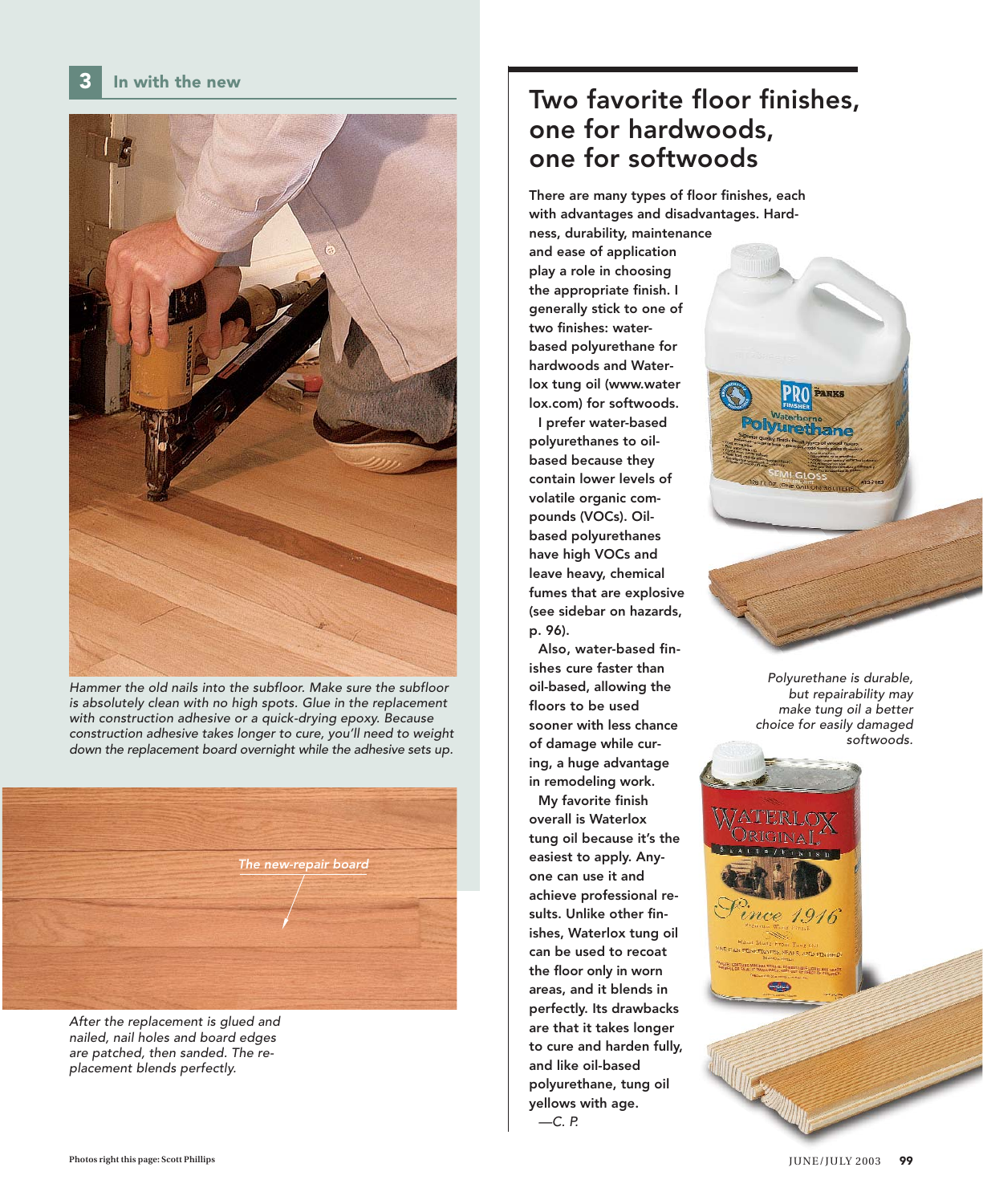## 3 In with the new

*Hammer the old nails into the subfloor. Make sure the subfloor is absolutely clean with no high spots. Glue in the replacement with construction adhesive or a quick-drying epoxy. Because construction adhesive takes longer to cure, you'll need to weight down the replacement board overnight while the adhesive sets up.*

The new-repair board

*After the replacement is glued and nailed, nail holes and board edges are patched, then sanded. The replacement blends perfectly.*

# Two favorite floor finishes, one for hardwoods, one for softwoods

There are many types of floor finishes, each with advantages and disadvantages. Hardness, durability, maintenance and ease of application play a role in choosing the appropriate finish. I generally stick to one of two finishes: water-based polyurethane for hardwoods and Waterlox tung oil (www.waterlox.com) for softwoods.

I prefer water-based polyurethanes to oil-based because they contain lower levels of volatile organic compounds (VOCs). Oil-based polyurethanes have high VOCs and leave heavy, chemical fumes that are explosive (see sidebar on hazards, p. 96).

Also, water-based finishes cure faster than oil-based, allowing the floors to be used sooner with less chance of damage while curing, a huge advantage in remodeling work.

My favorite finish overall is Waterlox tung oil because it's the easiest to apply. Anyone can use it and achieve professional results. Unlike other finishes, Waterlox tung oil can be used to recoat the floor only in worn areas, and it blends in perfectly. Its drawbacks are that it takes longer to cure and harden fully, and like oil-based polyurethane, tung oil yellows with age.

—*C. P.*

*Polyurethane is durable, but repairability may make tung oil a better choice for easily damaged softwoods.*

Photos right this page: Scott Phillips